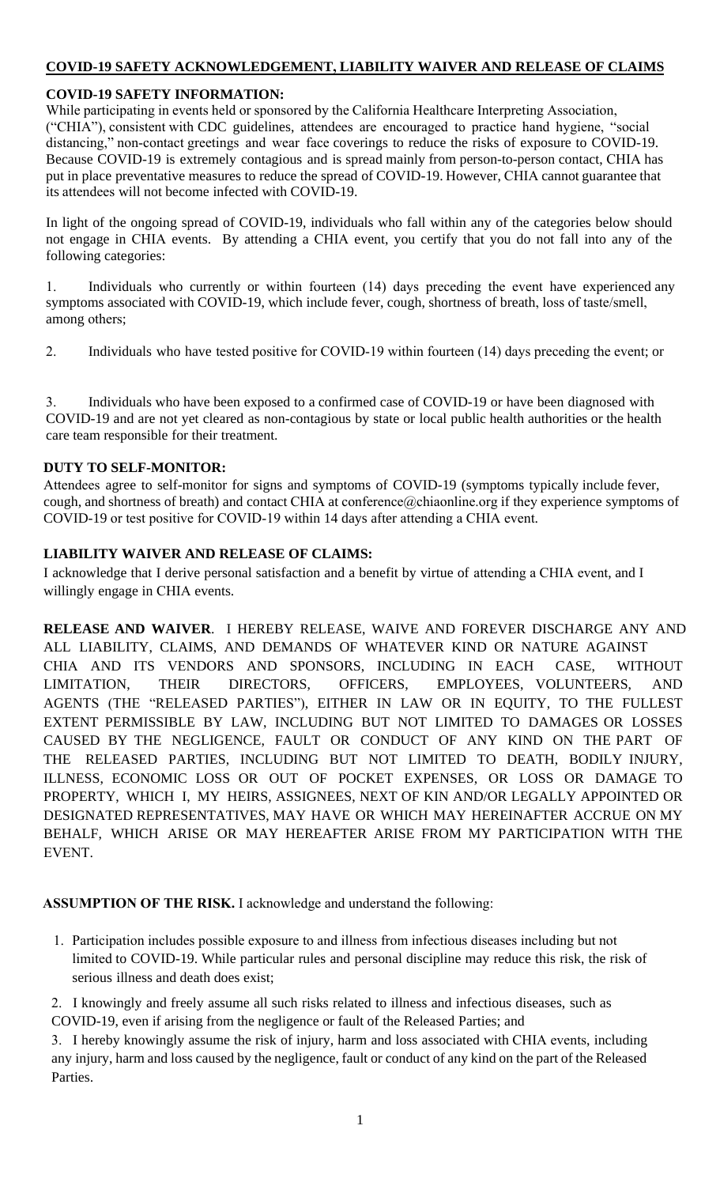# COVID-19 SAFETY ACKNOWLEDGEMENT, LIABILITY WAIVER AND RELEASE OF CLAIMS

## COVID-19 SAFETY INFORMATION:

While participating in events held or sponsored by the California Healthcare Interpreting Association, ("CHIA"), consistent with CDC guidelines, attendees are encouraged to practice hand hygiene, "social distancing," non-contact greetings and wear face coverings to reduce the risks of exposure to COVID-19. Because COVID-19 is extremely contagious and is spread mainly from person-to-person contact, CHIA has put in place preventative measures to reduce the spread of COVID-19. However, CHIA cannot guarantee that its attendees will not become infected with COVID-19.

In light of the ongoing spread of COVID-19, individuals who fall within any of the categories below should not engage in CHIA events. By attending a CHIA event, you certify that you do not fall into any of the following categories:

1. Individuals who currently or within fourteen (14) days preceding the event have experienced any symptoms associated with COVID-19, which include fever, cough, shortness of breath, loss of taste/smell, among others;

2. Individuals who have tested positive for COVID-19 within fourteen (14) days preceding the event; or

3. Individuals who have been exposed to a confirmed case of COVID-19 or have been diagnosed with COVID-19 and are not yet cleared as non-contagious by state or local public health authorities or the health care team responsible for their treatment.

## DUTY TO SELF-MONITOR:

Attendees agree to self-monitor for signs and symptoms of COVID-19 (symptoms typically include fever, cough, and shortness of breath) and contact CHIA at conference@chiaonline.org if they experience symptoms of COVID-19 or test positive for COVID-19 within 14 days after attending a CHIA event.

## LIABILITY WAIVER AND RELEASE OF CLAIMS:

I acknowledge that I derive personal satisfaction and a benefit by virtue of attending a CHIA event, and I willingly engage in CHIA events.

**RELEASE AND WAIVER**. I HEREBY RELEASE, WAIVE AND FOREVER DISCHARGE ANY AND ALL LIABILITY, CLAIMS, AND DEMANDS OF WHATEVER KIND OR NATURE AGAINST CHIA AND ITS VENDORS AND SPONSORS, INCLUDING IN EACH CASE, WITHOUT LIMITATION, THEIR DIRECTORS, OFFICERS, EMPLOYEES, VOLUNTEERS, AND AGENTS (THE "RELEASED PARTIES"), EITHER IN LAW OR IN EQUITY, TO THE FULLEST EXTENT PERMISSIBLE BY LAW, INCLUDING BUT NOT LIMITED TO DAMAGES OR LOSSES CAUSED BY THE NEGLIGENCE, FAULT OR CONDUCT OF ANY KIND ON THE PART OF THE RELEASED PARTIES, INCLUDING BUT NOT LIMITED TO DEATH, BODILY INJURY, ILLNESS, ECONOMIC LOSS OR OUT OF POCKET EXPENSES, OR LOSS OR DAMAGE TO PROPERTY, WHICH I, MY HEIRS, ASSIGNEES, NEXT OF KIN AND/OR LEGALLY APPOINTED OR DESIGNATED REPRESENTATIVES, MAY HAVE OR WHICH MAY HEREINAFTER ACCRUE ON MY BEHALF, WHICH ARISE OR MAY HEREAFTER ARISE FROM MY PARTICIPATION WITH THE EVENT.

**ASSUMPTION OF THE RISK.** I acknowledge and understand the following:

1. Participation includes possible exposure to and illness from infectious diseases including but not limited to COVID-19. While particular rules and personal discipline may reduce this risk, the risk of serious illness and death does exist;

2. I knowingly and freely assume all such risks related to illness and infectious diseases, such as COVID-19, even if arising from the negligence or fault of the Released Parties; and

3. I hereby knowingly assume the risk of injury, harm and loss associated with CHIA events, including any injury, harm and loss caused by the negligence, fault or conduct of any kind on the part of the Released Parties.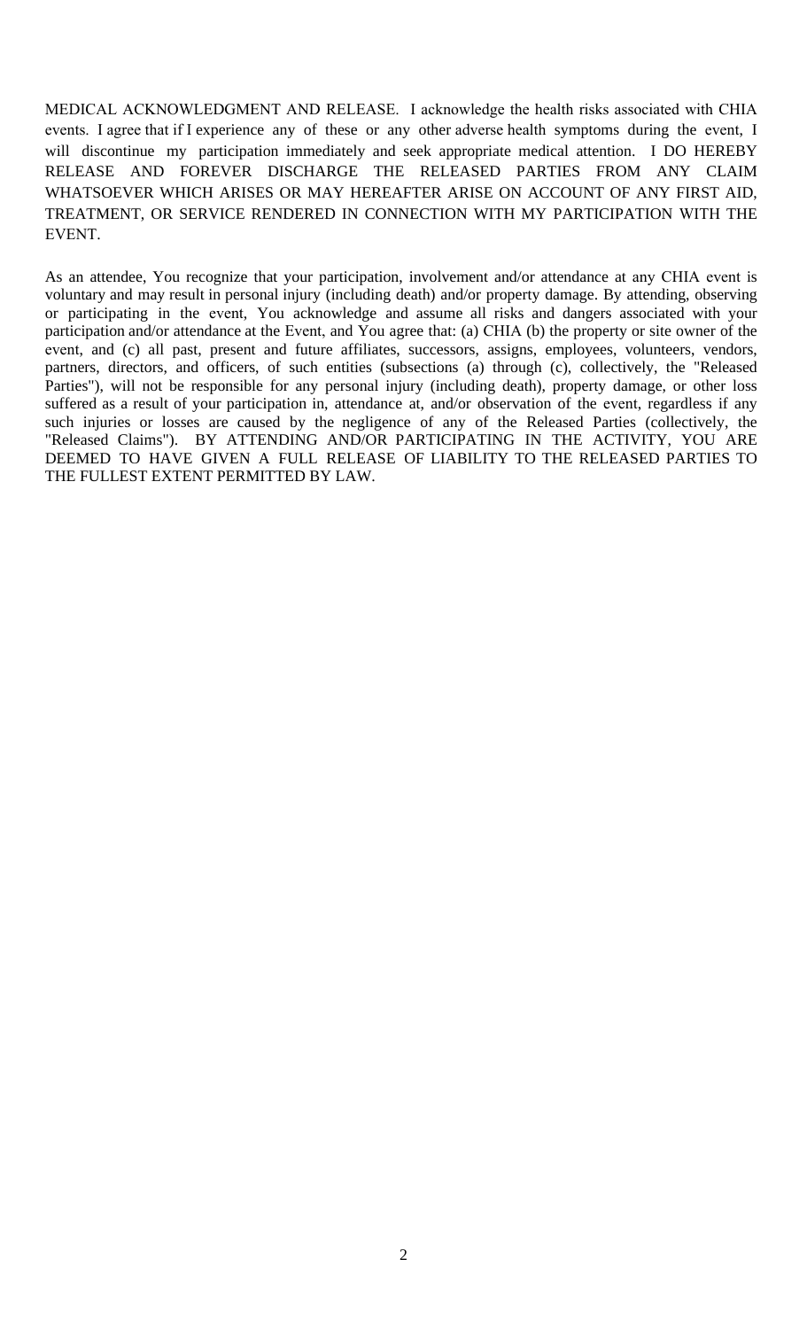MEDICAL ACKNOWLEDGMENT AND RELEASE. I acknowledge the health risks associated with CHIA events. I agree that if I experience any of these or any other adverse health symptoms during the event, I will discontinue my participation immediately and seek appropriate medical attention. I DO HEREBY RELEASE AND FOREVER DISCHARGE THE RELEASED PARTIES FROM ANY CLAIM WHATSOEVER WHICH ARISES OR MAY HEREAFTER ARISE ON ACCOUNT OF ANY FIRST AID, TREATMENT, OR SERVICE RENDERED IN CONNECTION WITH MY PARTICIPATION WITH THE EVENT.

As an attendee, You recognize that your participation, involvement and/or attendance at any CHIA event is voluntary and may result in personal injury (including death) and/or property damage. By attending, observing or participating in the event, You acknowledge and assume all risks and dangers associated with your participation and/or attendance at the Event, and You agree that: (a) CHIA (b) the property or site owner of the event, and (c) all past, present and future affiliates, successors, assigns, employees, volunteers, vendors, partners, directors, and officers, of such entities (subsections (a) through (c), collectively, the "Released Parties"), will not be responsible for any personal injury (including death), property damage, or other loss suffered as a result of your participation in, attendance at, and/or observation of the event, regardless if any such injuries or losses are caused by the negligence of any of the Released Parties (collectively, the "Released Claims"). BY ATTENDING AND/OR PARTICIPATING IN THE ACTIVITY, YOU ARE DEEMED TO HAVE GIVEN A FULL RELEASE OF LIABILITY TO THE RELEASED PARTIES TO THE FULLEST EXTENT PERMITTED BY LAW.